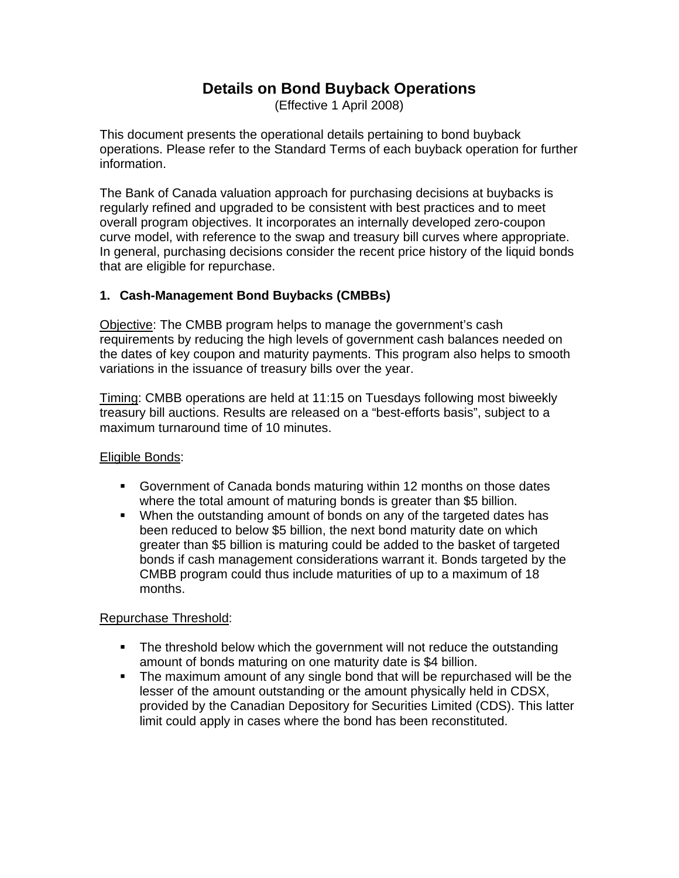# Details on Bond Buyback Operations

(Effective 1 April 2008)

This document presents the operational details pertaining to bond buyback operations. Please refer to the Standard Terms of each buyback operation for further information.

The Bank of Canada valuation approach for purchasing decisions at buybacks is regularly refined and upgraded to be consistent with best practices and to meet overall program objectives. It incorporates an internally developed zero-coupon curve model, with reference to the swap and treasury bill curves where appropriate. In general, purchasing decisions consider the recent price history of the liquid bonds that are eligible for repurchase.

## 1. Cash-Management Bond Buybacks (CMBBs)

Objective: The CMBB program helps to manage the government's cash requirements by reducing the high levels of government cash balances needed on the dates of key coupon and maturity payments. This program also helps to smooth variations in the issuance of treasury bills over the year.

Timing: CMBB operations are held at 11:15 on Tuesdays following most biweekly treasury bill auctions. Results are released on a "best-efforts basis", subject to a maximum turnaround time of 10 minutes.

Eligible Bonds:

- Government of Canada bonds maturing within 12 months on those dates where the total amount of maturing bonds is greater than $5 billion.
- When the outstanding amount of bonds on any of the targeted dates has been reduced to below $5 billion, the next bond maturity date on which greater than $5 billion is maturing could be added to the basket of targeted bonds if cash management considerations warrant it. Bonds targeted by the CMBB program could thus include maturities of up to a maximum of 18 months.

Repurchase Threshold:

- The threshold below which the government will not reduce the outstanding amount of bonds maturing on one maturity date is $4 billion.
- The maximum amount of any single bond that will be repurchased will be the lesser of the amount outstanding or the amount physically held in CDSX, provided by the Canadian Depository for Securities Limited (CDS). This latter limit could apply in cases where the bond has been reconstituted.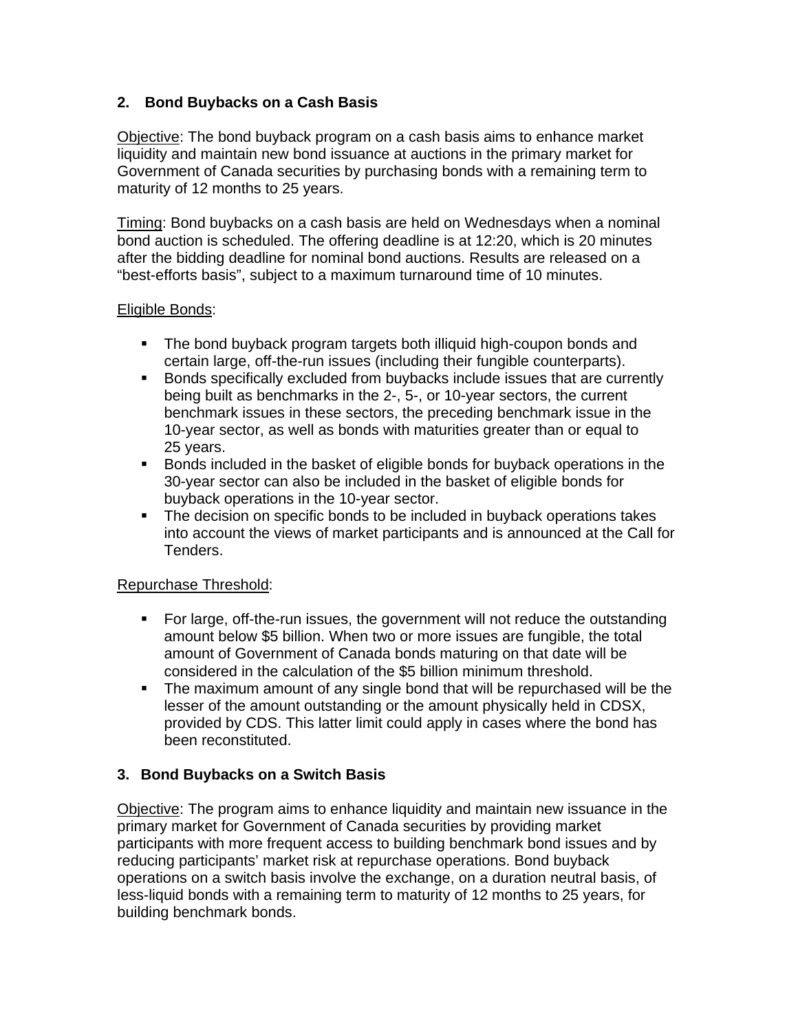## 2. Bond Buybacks on a Cash Basis

Objective: The bond buyback program on a cash basis aims to enhance market liquidity and maintain new bond issuance at auctions in the primary market for Government of Canada securities by purchasing bonds with a remaining term to maturity of 12 months to 25 years.

Timing: Bond buybacks on a cash basis are held on Wednesdays when a nominal bond auction is scheduled. The offering deadline is at 12:20, which is 20 minutes after the bidding deadline for nominal bond auctions. Results are released on a "best-efforts basis", subject to a maximum turnaround time of 10 minutes.

Eligible Bonds:

- The bond buyback program targets both illiquid high-coupon bonds and certain large, off-the-run issues (including their fungible counterparts).
- Bonds specifically excluded from buybacks include issues that are currently being built as benchmarks in the 2-, 5-, or 10-year sectors, the current benchmark issues in these sectors, the preceding benchmark issue in the 10-year sector, as well as bonds with maturities greater than or equal to 25 years.
- Bonds included in the basket of eligible bonds for buyback operations in the 30-year sector can also be included in the basket of eligible bonds for buyback operations in the 10-year sector.
- The decision on specific bonds to be included in buyback operations takes into account the views of market participants and is announced at the Call for Tenders.

Repurchase Threshold:

- For large, off-the-run issues, the government will not reduce the outstanding amount below $5 billion. When two or more issues are fungible, the total amount of Government of Canada bonds maturing on that date will be considered in the calculation of the $5 billion minimum threshold.
- The maximum amount of any single bond that will be repurchased will be the lesser of the amount outstanding or the amount physically held in CDSX, provided by CDS. This latter limit could apply in cases where the bond has been reconstituted.

## 3. Bond Buybacks on a Switch Basis

Objective: The program aims to enhance liquidity and maintain new issuance in the primary market for Government of Canada securities by providing market participants with more frequent access to building benchmark bond issues and by reducing participants' market risk at repurchase operations. Bond buyback operations on a switch basis involve the exchange, on a duration neutral basis, of less-liquid bonds with a remaining term to maturity of 12 months to 25 years, for building benchmark bonds.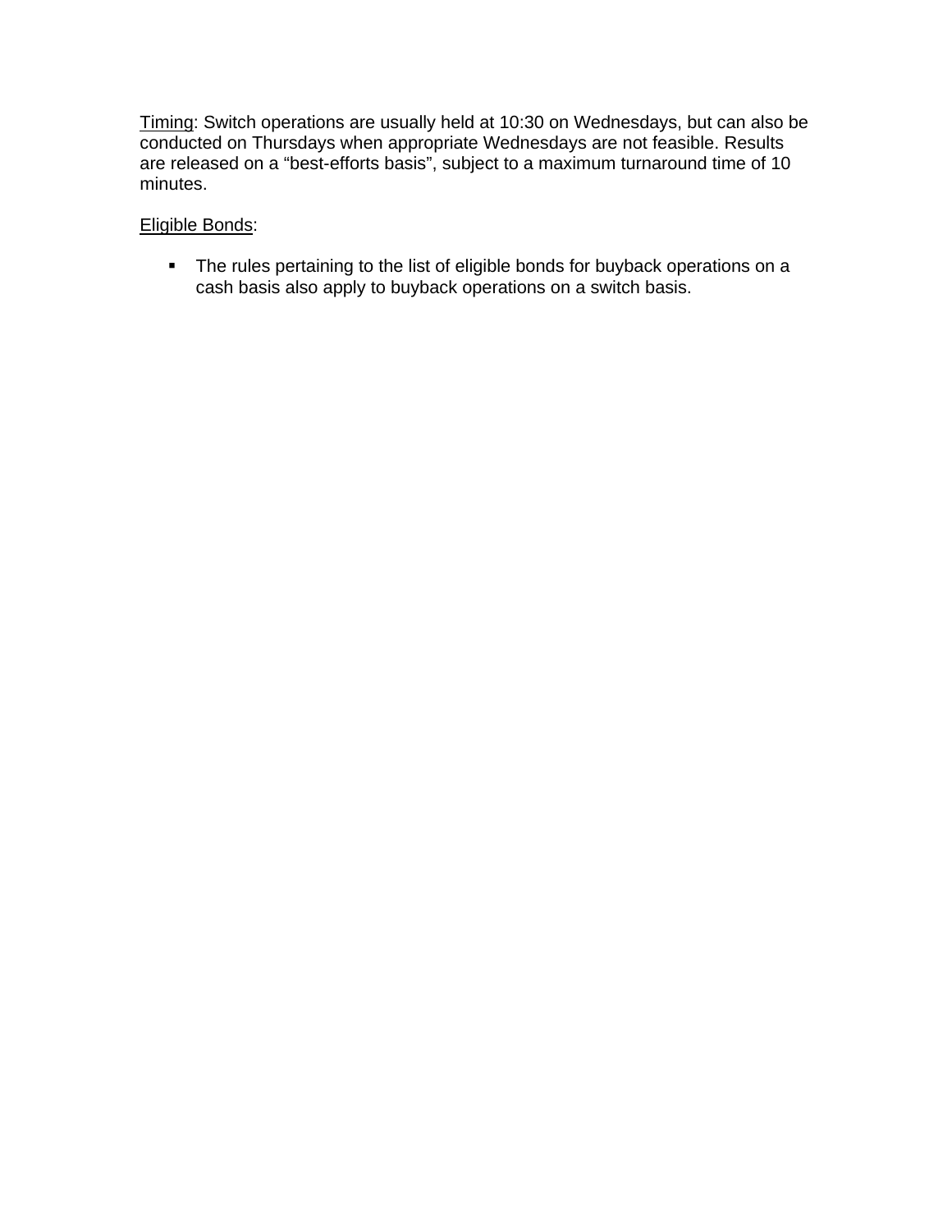<u>Timing</u>: Switch operations are usually held at 10:30 on Wednesdays, but can also be conducted on Thursdays when appropriate Wednesdays are not feasible. Results are released on a "best-efforts basis", subject to a maximum turnaround time of 10 minutes.

<u>Eligible Bonds</u>:

- The rules pertaining to the list of eligible bonds for buyback operations on a cash basis also apply to buyback operations on a switch basis.